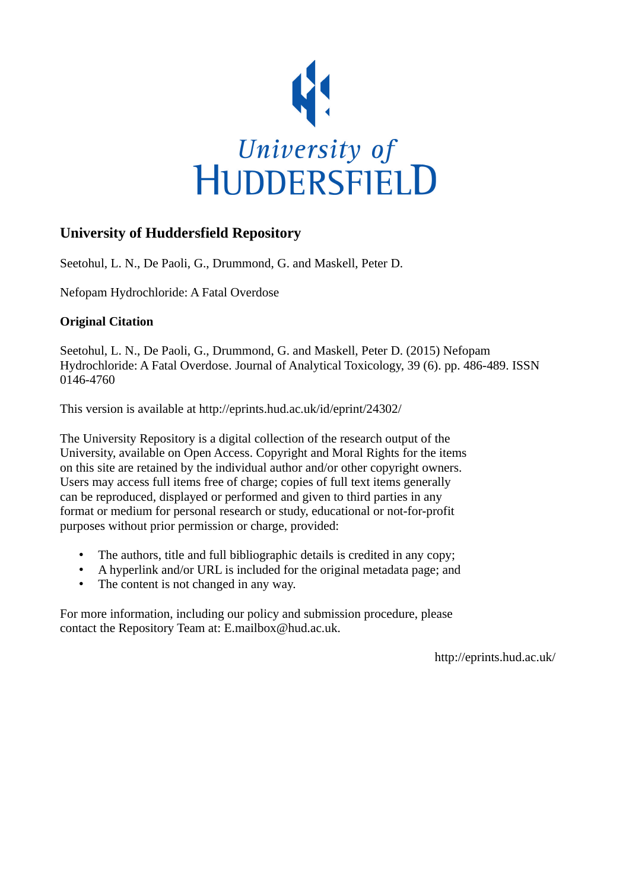University of HUDDERSFIELD

## University of Huddersfield Repository

Seetohul, L. N., De Paoli, G., Drummond, G. and Maskell, Peter D.

Nefopam Hydrochloride: A Fatal Overdose

### Original Citation

Seetohul, L. N., De Paoli, G., Drummond, G. and Maskell, Peter D. (2015) Nefopam Hydrochloride: A Fatal Overdose. Journal of Analytical Toxicology, 39 (6). pp. 486-489. ISSN 0146-4760

This version is available at http://eprints.hud.ac.uk/id/eprint/24302/

The University Repository is a digital collection of the research output of the University, available on Open Access. Copyright and Moral Rights for the items on this site are retained by the individual author and/or other copyright owners. Users may access full items free of charge; copies of full text items generally can be reproduced, displayed or performed and given to third parties in any format or medium for personal research or study, educational or not-for-profit purposes without prior permission or charge, provided:

- The authors, title and full bibliographic details is credited in any copy;
- A hyperlink and/or URL is included for the original metadata page; and
- The content is not changed in any way.

For more information, including our policy and submission procedure, please contact the Repository Team at: E.mailbox@hud.ac.uk.

http://eprints.hud.ac.uk/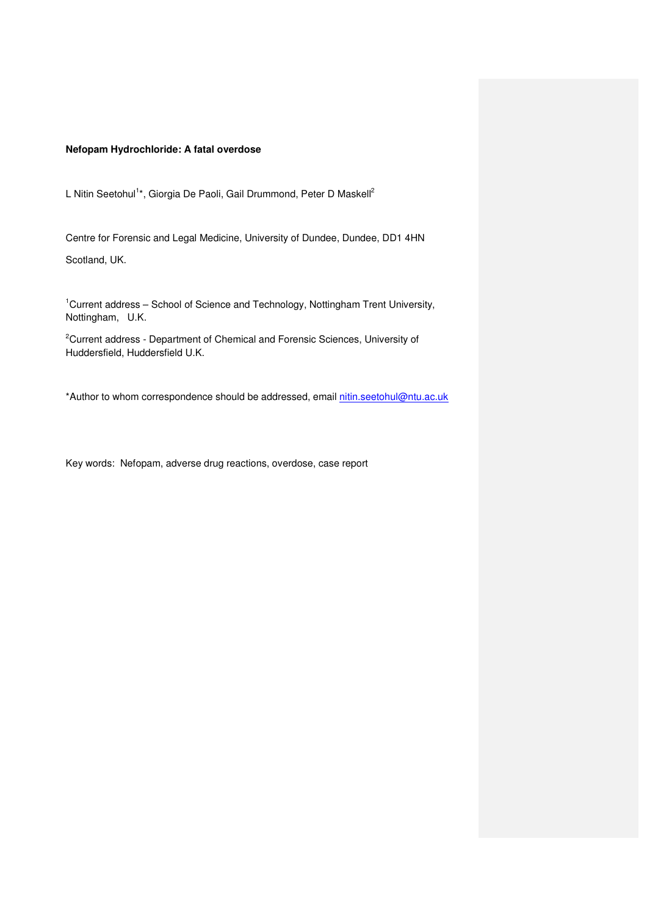**Nefopam Hydrochloride: A fatal overdose**

L Nitin Seetohul[1]*, Giorgia De Paoli, Gail Drummond, Peter D Maskell[2]

Centre for Forensic and Legal Medicine, University of Dundee, Dundee, DD1 4HN Scotland, UK.

[1]Current address – School of Science and Technology, Nottingham Trent University, Nottingham, U.K.

[2]Current address - Department of Chemical and Forensic Sciences, University of Huddersfield, Huddersfield U.K.

*Author to whom correspondence should be addressed, email nitin.seetohul@ntu.ac.uk

Key words: Nefopam, adverse drug reactions, overdose, case report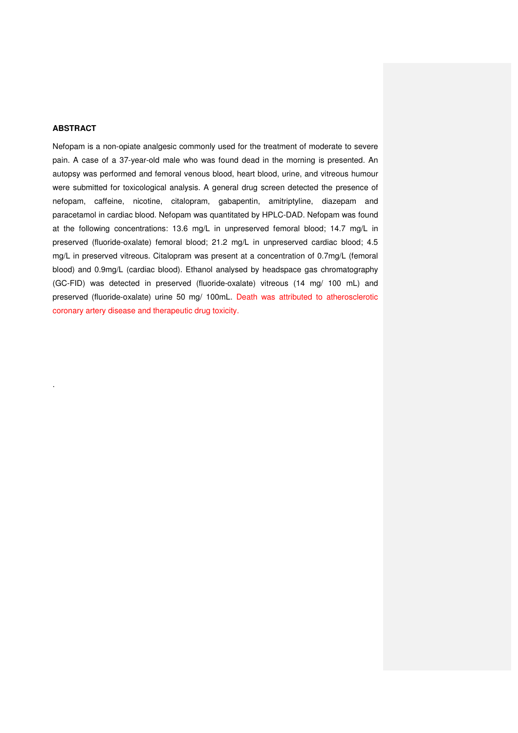## ABSTRACT

Nefopam is a non-opiate analgesic commonly used for the treatment of moderate to severe pain. A case of a 37-year-old male who was found dead in the morning is presented. An autopsy was performed and femoral venous blood, heart blood, urine, and vitreous humour were submitted for toxicological analysis. A general drug screen detected the presence of nefopam, caffeine, nicotine, citalopram, gabapentin, amitriptyline, diazepam and paracetamol in cardiac blood. Nefopam was quantitated by HPLC-DAD. Nefopam was found at the following concentrations: 13.6 mg/L in unpreserved femoral blood; 14.7 mg/L in preserved (fluoride-oxalate) femoral blood; 21.2 mg/L in unpreserved cardiac blood; 4.5 mg/L in preserved vitreous. Citalopram was present at a concentration of 0.7mg/L (femoral blood) and 0.9mg/L (cardiac blood). Ethanol analysed by headspace gas chromatography (GC-FID) was detected in preserved (fluoride-oxalate) vitreous (14 mg/ 100 mL) and preserved (fluoride-oxalate) urine 50 mg/ 100mL. Death was attributed to atherosclerotic coronary artery disease and therapeutic drug toxicity.

.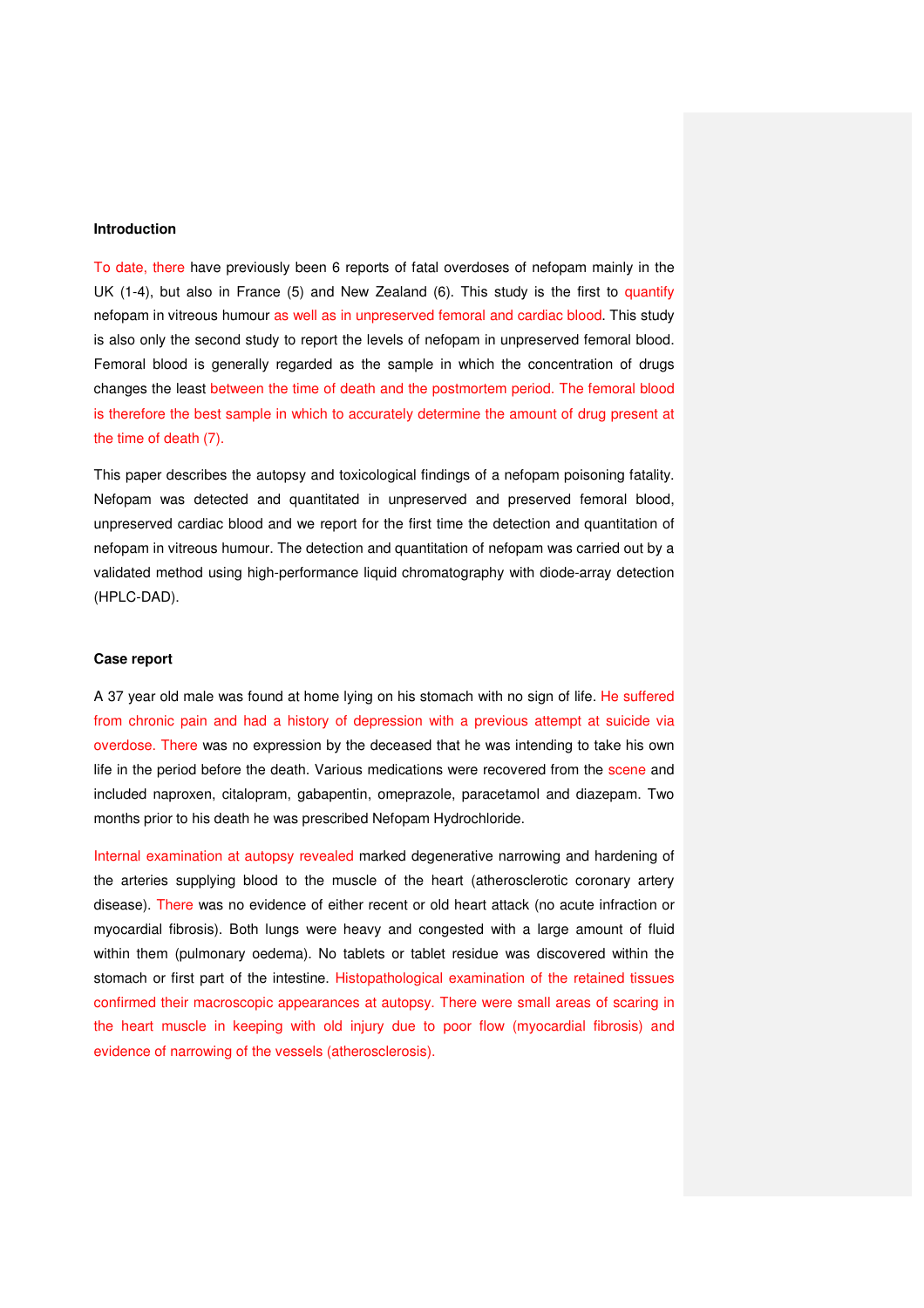#### Introduction

To date, there have previously been 6 reports of fatal overdoses of nefopam mainly in the UK (1-4), but also in France (5) and New Zealand (6). This study is the first to quantify nefopam in vitreous humour as well as in unpreserved femoral and cardiac blood. This study is also only the second study to report the levels of nefopam in unpreserved femoral blood. Femoral blood is generally regarded as the sample in which the concentration of drugs changes the least between the time of death and the postmortem period. The femoral blood is therefore the best sample in which to accurately determine the amount of drug present at the time of death (7).

This paper describes the autopsy and toxicological findings of a nefopam poisoning fatality. Nefopam was detected and quantitated in unpreserved and preserved femoral blood, unpreserved cardiac blood and we report for the first time the detection and quantitation of nefopam in vitreous humour. The detection and quantitation of nefopam was carried out by a validated method using high-performance liquid chromatography with diode-array detection (HPLC-DAD).

#### Case report

A 37 year old male was found at home lying on his stomach with no sign of life. He suffered from chronic pain and had a history of depression with a previous attempt at suicide via overdose. There was no expression by the deceased that he was intending to take his own life in the period before the death. Various medications were recovered from the scene and included naproxen, citalopram, gabapentin, omeprazole, paracetamol and diazepam. Two months prior to his death he was prescribed Nefopam Hydrochloride.

Internal examination at autopsy revealed marked degenerative narrowing and hardening of the arteries supplying blood to the muscle of the heart (atherosclerotic coronary artery disease). There was no evidence of either recent or old heart attack (no acute infraction or myocardial fibrosis). Both lungs were heavy and congested with a large amount of fluid within them (pulmonary oedema). No tablets or tablet residue was discovered within the stomach or first part of the intestine. Histopathological examination of the retained tissues confirmed their macroscopic appearances at autopsy. There were small areas of scaring in the heart muscle in keeping with old injury due to poor flow (myocardial fibrosis) and evidence of narrowing of the vessels (atherosclerosis).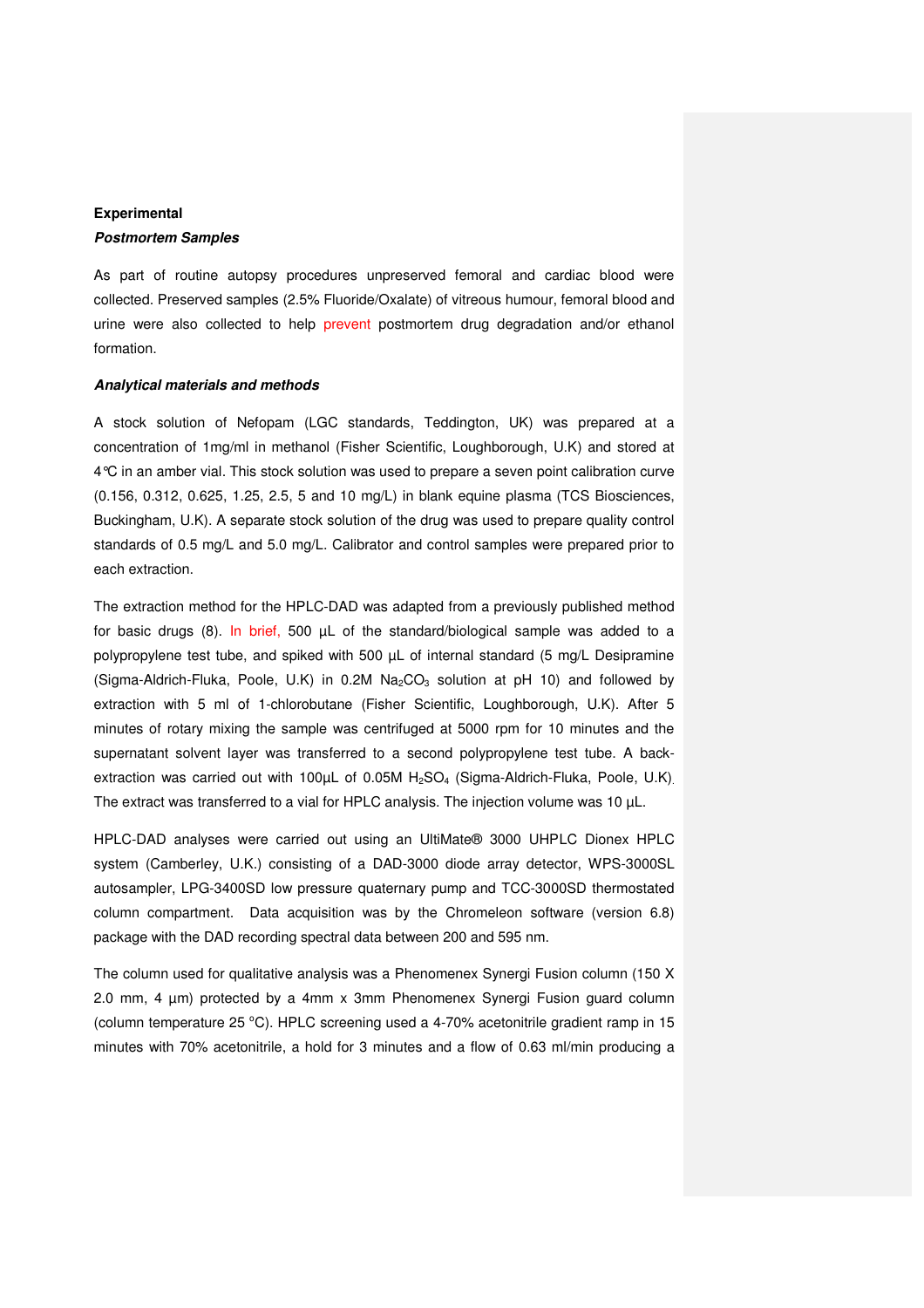## Experimental

### *Postmortem Samples*

As part of routine autopsy procedures unpreserved femoral and cardiac blood were collected. Preserved samples (2.5% Fluoride/Oxalate) of vitreous humour, femoral blood and urine were also collected to help prevent postmortem drug degradation and/or ethanol formation.

### *Analytical materials and methods*

A stock solution of Nefopam (LGC standards, Teddington, UK) was prepared at a concentration of 1mg/ml in methanol (Fisher Scientific, Loughborough, U.K) and stored at 4°C in an amber vial. This stock solution was used to prepare a seven point calibration curve (0.156, 0.312, 0.625, 1.25, 2.5, 5 and 10 mg/L) in blank equine plasma (TCS Biosciences, Buckingham, U.K). A separate stock solution of the drug was used to prepare quality control standards of 0.5 mg/L and 5.0 mg/L. Calibrator and control samples were prepared prior to each extraction.

The extraction method for the HPLC-DAD was adapted from a previously published method for basic drugs (8). In brief, 500 µL of the standard/biological sample was added to a polypropylene test tube, and spiked with 500 µL of internal standard (5 mg/L Desipramine (Sigma-Aldrich-Fluka, Poole, U.K) in 0.2M $Na_2CO_3$ solution at pH 10) and followed by extraction with 5 ml of 1-chlorobutane (Fisher Scientific, Loughborough, U.K). After 5 minutes of rotary mixing the sample was centrifuged at 5000 rpm for 10 minutes and the supernatant solvent layer was transferred to a second polypropylene test tube. A back-extraction was carried out with 100µL of 0.05M $H_2SO_4$ (Sigma-Aldrich-Fluka, Poole, U.K). The extract was transferred to a vial for HPLC analysis. The injection volume was 10 µL.

HPLC-DAD analyses were carried out using an UltiMate® 3000 UHPLC Dionex HPLC system (Camberley, U.K.) consisting of a DAD-3000 diode array detector, WPS-3000SL autosampler, LPG-3400SD low pressure quaternary pump and TCC-3000SD thermostated column compartment. Data acquisition was by the Chromeleon software (version 6.8) package with the DAD recording spectral data between 200 and 595 nm.

The column used for qualitative analysis was a Phenomenex Synergi Fusion column (150 X 2.0 mm, 4 µm) protected by a 4mm x 3mm Phenomenex Synergi Fusion guard column (column temperature 25 °C). HPLC screening used a 4-70% acetonitrile gradient ramp in 15 minutes with 70% acetonitrile, a hold for 3 minutes and a flow of 0.63 ml/min producing a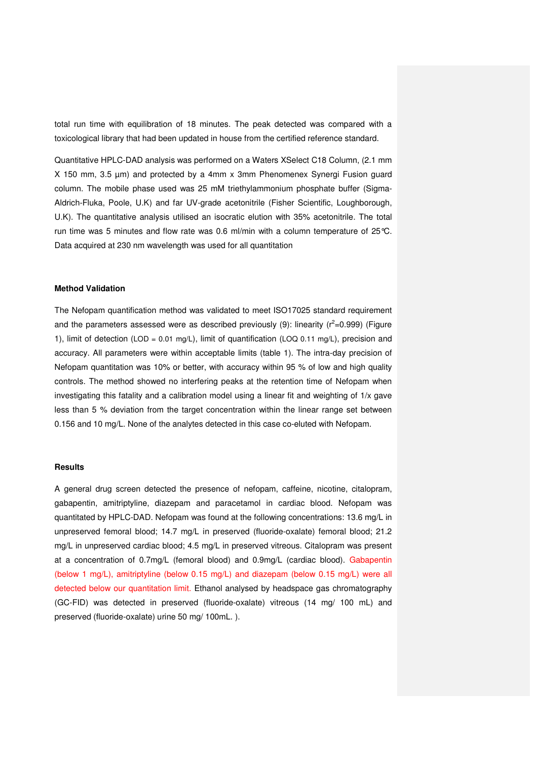total run time with equilibration of 18 minutes. The peak detected was compared with a toxicological library that had been updated in house from the certified reference standard.

Quantitative HPLC-DAD analysis was performed on a Waters XSelect C18 Column, (2.1 mm X 150 mm, 3.5 µm) and protected by a 4mm x 3mm Phenomenex Synergi Fusion guard column. The mobile phase used was 25 mM triethylammonium phosphate buffer (Sigma-Aldrich-Fluka, Poole, U.K) and far UV-grade acetonitrile (Fisher Scientific, Loughborough, U.K). The quantitative analysis utilised an isocratic elution with 35% acetonitrile. The total run time was 5 minutes and flow rate was 0.6 ml/min with a column temperature of 25℃. Data acquired at 230 nm wavelength was used for all quantitation

### Method Validation

The Nefopam quantification method was validated to meet ISO17025 standard requirement and the parameters assessed were as described previously (9): linearity ($r^2$=0.999) (Figure 1), limit of detection (LOD = 0.01 mg/L), limit of quantification (LOQ 0.11 mg/L), precision and accuracy. All parameters were within acceptable limits (table 1). The intra-day precision of Nefopam quantitation was 10% or better, with accuracy within 95 % of low and high quality controls. The method showed no interfering peaks at the retention time of Nefopam when investigating this fatality and a calibration model using a linear fit and weighting of 1/x gave less than 5 % deviation from the target concentration within the linear range set between 0.156 and 10 mg/L. None of the analytes detected in this case co-eluted with Nefopam.

### Results

A general drug screen detected the presence of nefopam, caffeine, nicotine, citalopram, gabapentin, amitriptyline, diazepam and paracetamol in cardiac blood. Nefopam was quantitated by HPLC-DAD. Nefopam was found at the following concentrations: 13.6 mg/L in unpreserved femoral blood; 14.7 mg/L in preserved (fluoride-oxalate) femoral blood; 21.2 mg/L in unpreserved cardiac blood; 4.5 mg/L in preserved vitreous. Citalopram was present at a concentration of 0.7mg/L (femoral blood) and 0.9mg/L (cardiac blood). Gabapentin (below 1 mg/L), amitriptyline (below 0.15 mg/L) and diazepam (below 0.15 mg/L) were all detected below our quantitation limit. Ethanol analysed by headspace gas chromatography (GC-FID) was detected in preserved (fluoride-oxalate) vitreous (14 mg/ 100 mL) and preserved (fluoride-oxalate) urine 50 mg/ 100mL. ).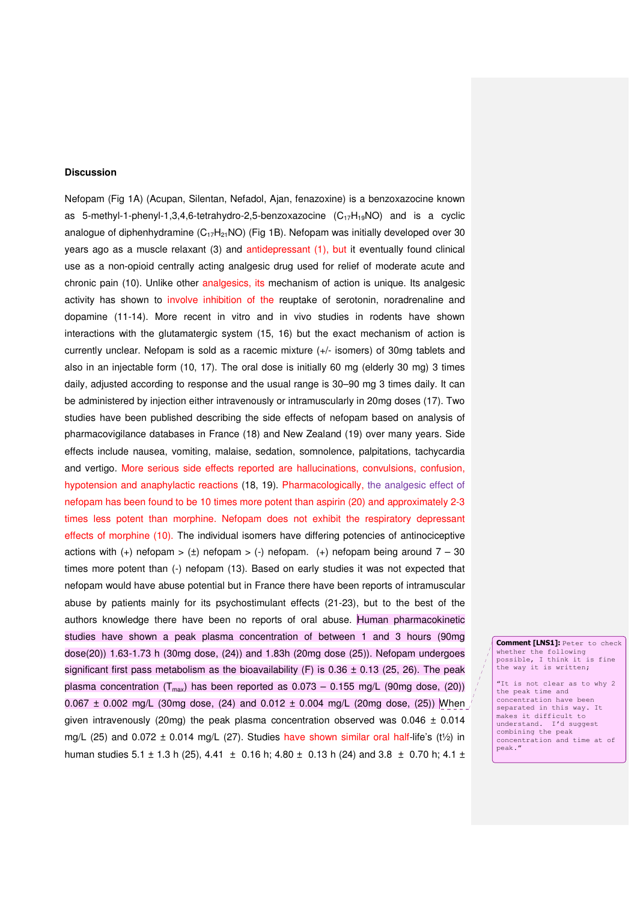## Discussion

Nefopam (Fig 1A) (Acupan, Silentan, Nefadol, Ajan, fenazoxine) is a benzoxazocine known as 5-methyl-1-phenyl-1,3,4,6-tetrahydro-2,5-benzoxazocine ($C_{17}H_{19}NO$) and is a cyclic analogue of diphenhydramine ($C_{17}H_{21}NO$) (Fig 1B). Nefopam was initially developed over 30 years ago as a muscle relaxant (3) and antidepressant (1), but it eventually found clinical use as a non-opioid centrally acting analgesic drug used for relief of moderate acute and chronic pain (10). Unlike other analgesics, its mechanism of action is unique. Its analgesic activity has shown to involve inhibition of the reuptake of serotonin, noradrenaline and dopamine (11-14). More recent in vitro and in vivo studies in rodents have shown interactions with the glutamatergic system (15, 16) but the exact mechanism of action is currently unclear. Nefopam is sold as a racemic mixture (+/- isomers) of 30mg tablets and also in an injectable form (10, 17). The oral dose is initially 60 mg (elderly 30 mg) 3 times daily, adjusted according to response and the usual range is 30–90 mg 3 times daily. It can be administered by injection either intravenously or intramuscularly in 20mg doses (17). Two studies have been published describing the side effects of nefopam based on analysis of pharmacovigilance databases in France (18) and New Zealand (19) over many years. Side effects include nausea, vomiting, malaise, sedation, somnolence, palpitations, tachycardia and vertigo. More serious side effects reported are hallucinations, convulsions, confusion, hypotension and anaphylactic reactions (18, 19). Pharmacologically, the analgesic effect of nefopam has been found to be 10 times more potent than aspirin (20) and approximately 2-3 times less potent than morphine. Nefopam does not exhibit the respiratory depressant effects of morphine (10). The individual isomers have differing potencies of antinociceptive actions with (+) nefopam > (±) nefopam > (-) nefopam. (+) nefopam being around 7 – 30 times more potent than (-) nefopam (13). Based on early studies it was not expected that nefopam would have abuse potential but in France there have been reports of intramuscular abuse by patients mainly for its psychostimulant effects (21-23), but to the best of the authors knowledge there have been no reports of oral abuse. Human pharmacokinetic studies have shown a peak plasma concentration of between 1 and 3 hours (90mg dose(20)) 1.63-1.73 h (30mg dose, (24)) and 1.83h (20mg dose (25)). Nefopam undergoes significant first pass metabolism as the bioavailability (F) is 0.36 ± 0.13 (25, 26). The peak plasma concentration ($T_{max}$) has been reported as 0.073 – 0.155 mg/L (90mg dose, (20)) 0.067 ± 0.002 mg/L (30mg dose, (24) and 0.012 ± 0.004 mg/L (20mg dose, (25)) When given intravenously (20mg) the peak plasma concentration observed was 0.046 ± 0.014 mg/L (25) and 0.072 ± 0.014 mg/L (27). Studies have shown similar oral half-life's ($t_{½}$) in human studies 5.1 ± 1.3 h (25), 4.41 ± 0.16 h; 4.80 ± 0.13 h (24) and 3.8 ± 0.70 h; 4.1 ±

**Comment [LNS1]:** Peter to check whether the following possible, I think it is fine the way it is written;

"It is not clear as to why 2 the peak time and concentration have been separated in this way. It makes it difficult to understand. I'd suggest combining the peak concentration and time at of peak."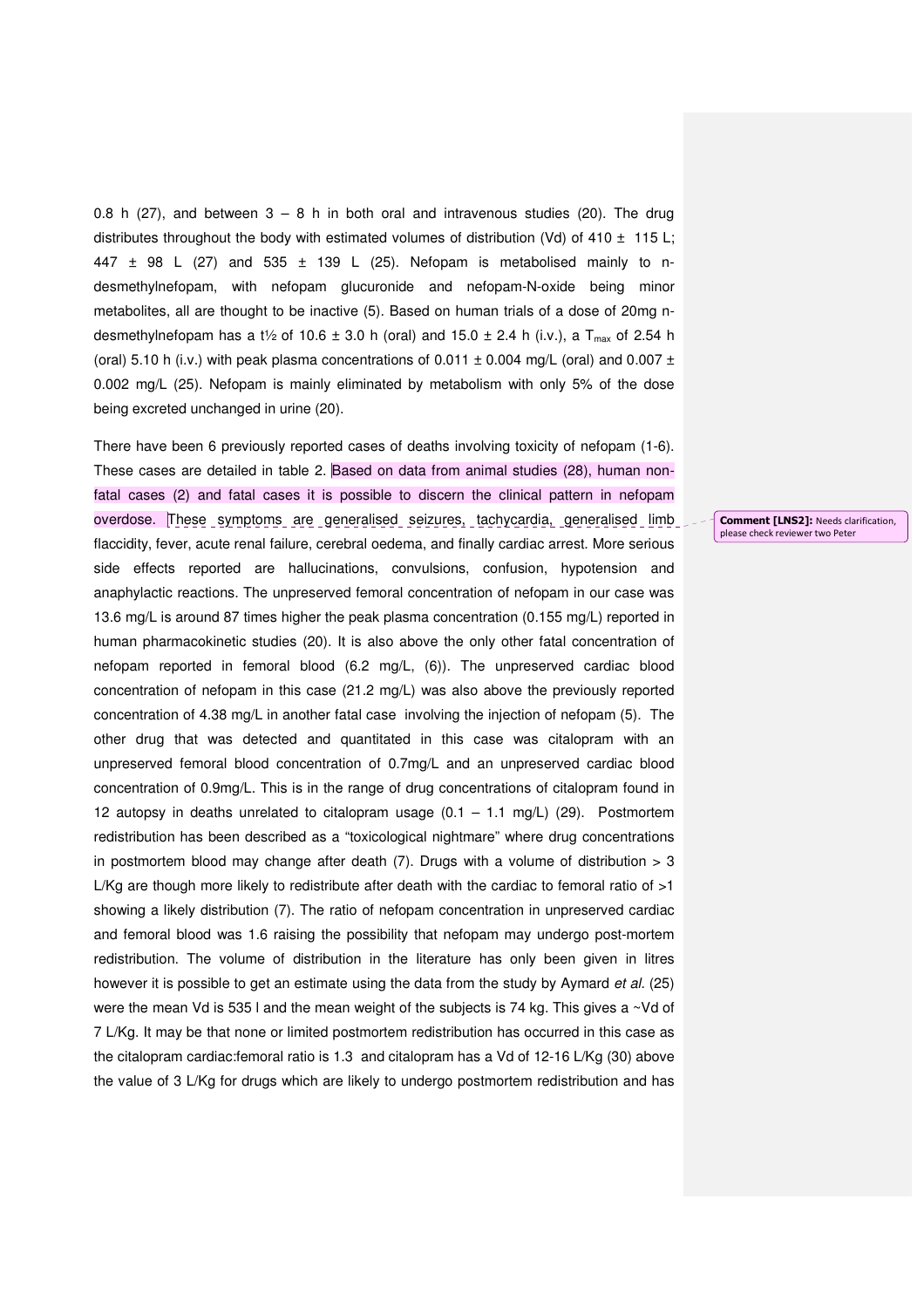0.8 h (27), and between 3 – 8 h in both oral and intravenous studies (20). The drug distributes throughout the body with estimated volumes of distribution (Vd) of 410 ± 115 L; 447 ± 98 L (27) and 535 ± 139 L (25). Nefopam is metabolised mainly to n-desmethylnefopam, with nefopam glucuronide and nefopam-N-oxide being minor metabolites, all are thought to be inactive (5). Based on human trials of a dose of 20mg n-desmethylnefopam has a t½ of 10.6 ± 3.0 h (oral) and 15.0 ± 2.4 h (i.v.), a $T_{max}$ of 2.54 h (oral) 5.10 h (i.v.) with peak plasma concentrations of 0.011 ± 0.004 mg/L (oral) and 0.007 ± 0.002 mg/L (25). Nefopam is mainly eliminated by metabolism with only 5% of the dose being excreted unchanged in urine (20).

There have been 6 previously reported cases of deaths involving toxicity of nefopam (1-6). These cases are detailed in table 2. Based on data from animal studies (28), human non-fatal cases (2) and fatal cases it is possible to discern the clinical pattern in nefopam overdose. These symptoms are generalised seizures, tachycardia, generalised limb flaccidity, fever, acute renal failure, cerebral oedema, and finally cardiac arrest. More serious side effects reported are hallucinations, convulsions, confusion, hypotension and anaphylactic reactions. The unpreserved femoral concentration of nefopam in our case was 13.6 mg/L is around 87 times higher the peak plasma concentration (0.155 mg/L) reported in human pharmacokinetic studies (20). It is also above the only other fatal concentration of nefopam reported in femoral blood (6.2 mg/L, (6)). The unpreserved cardiac blood concentration of nefopam in this case (21.2 mg/L) was also above the previously reported concentration of 4.38 mg/L in another fatal case involving the injection of nefopam (5). The other drug that was detected and quantitated in this case was citalopram with an unpreserved femoral blood concentration of 0.7mg/L and an unpreserved cardiac blood concentration of 0.9mg/L. This is in the range of drug concentrations of citalopram found in 12 autopsy in deaths unrelated to citalopram usage (0.1 – 1.1 mg/L) (29). Postmortem redistribution has been described as a "toxicological nightmare" where drug concentrations in postmortem blood may change after death (7). Drugs with a volume of distribution > 3 L/Kg are though more likely to redistribute after death with the cardiac to femoral ratio of >1 showing a likely distribution (7). The ratio of nefopam concentration in unpreserved cardiac and femoral blood was 1.6 raising the possibility that nefopam may undergo post-mortem redistribution. The volume of distribution in the literature has only been given in litres however it is possible to get an estimate using the data from the study by Aymard *et al.* (25) were the mean Vd is 535 l and the mean weight of the subjects is 74 kg. This gives a ~Vd of 7 L/Kg. It may be that none or limited postmortem redistribution has occurred in this case as the citalopram cardiac:femoral ratio is 1.3 and citalopram has a Vd of 12-16 L/Kg (30) above the value of 3 L/Kg for drugs which are likely to undergo postmortem redistribution and has

**Comment [LNS2]:** Needs clarification, please check reviewer two Peter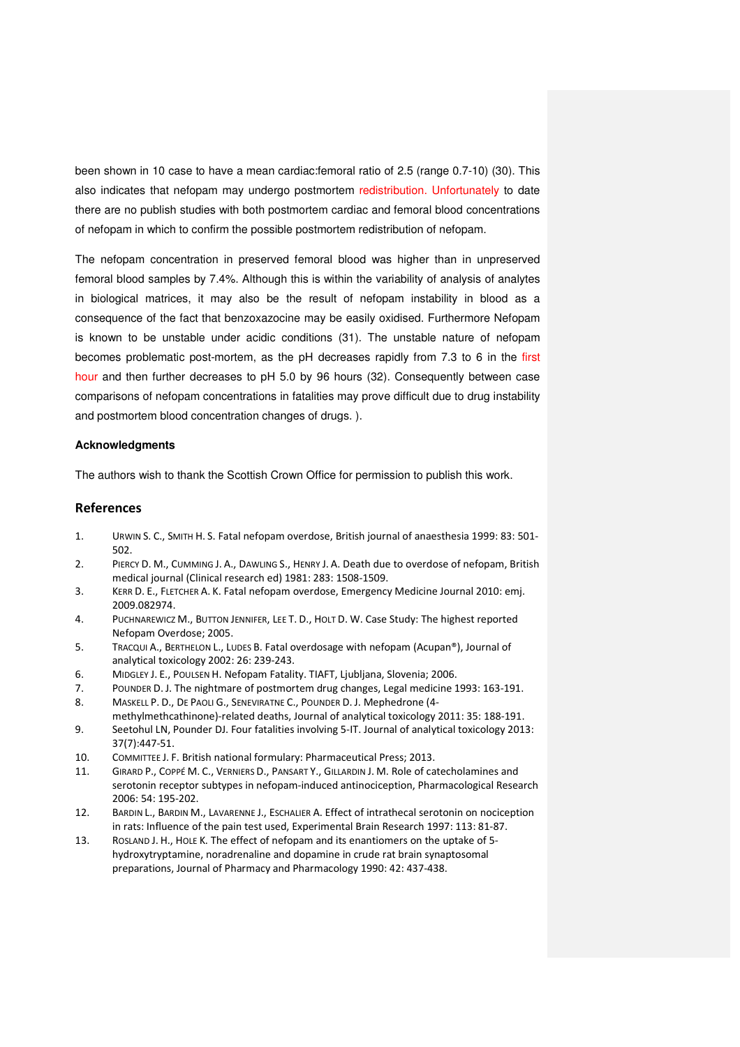been shown in 10 case to have a mean cardiac:femoral ratio of 2.5 (range 0.7-10) (30). This also indicates that nefopam may undergo postmortem redistribution. Unfortunately to date there are no publish studies with both postmortem cardiac and femoral blood concentrations of nefopam in which to confirm the possible postmortem redistribution of nefopam.

The nefopam concentration in preserved femoral blood was higher than in unpreserved femoral blood samples by 7.4%. Although this is within the variability of analysis of analytes in biological matrices, it may also be the result of nefopam instability in blood as a consequence of the fact that benzoxazocine may be easily oxidised. Furthermore Nefopam is known to be unstable under acidic conditions (31). The unstable nature of nefopam becomes problematic post-mortem, as the pH decreases rapidly from 7.3 to 6 in the first hour and then further decreases to pH 5.0 by 96 hours (32). Consequently between case comparisons of nefopam concentrations in fatalities may prove difficult due to drug instability and postmortem blood concentration changes of drugs. ).

#### Acknowledgments

The authors wish to thank the Scottish Crown Office for permission to publish this work.

## References

1. URWIN S. C., SMITH H. S. Fatal nefopam overdose, British journal of anaesthesia 1999: 83: 501-502.
2. PIERCY D. M., CUMMING J. A., DAWLING S., HENRY J. A. Death due to overdose of nefopam, British medical journal (Clinical research ed) 1981: 283: 1508-1509.
3. KERR D. E., FLETCHER A. K. Fatal nefopam overdose, Emergency Medicine Journal 2010: emj. 2009.082974.
4. PUCHNAREWICZ M., BUTTON JENNIFER, LEE T. D., HOLT D. W. Case Study: The highest reported Nefopam Overdose; 2005.
5. TRACQUI A., BERTHELON L., LUDES B. Fatal overdosage with nefopam (Acupan®), Journal of analytical toxicology 2002: 26: 239-243.
6. MIDGLEY J. E., POULSEN H. Nefopam Fatality. TIAFT, Ljubljana, Slovenia; 2006.
7. POUNDER D. J. The nightmare of postmortem drug changes, Legal medicine 1993: 163-191.
8. MASKELL P. D., DE PAOLI G., SENEVIRATNE C., POUNDER D. J. Mephedrone (4-methylmethcathinone)-related deaths, Journal of analytical toxicology 2011: 35: 188-191.
9. Seetohul LN, Pounder DJ. Four fatalities involving 5-IT. Journal of analytical toxicology 2013: 37(7):447-51.
10. COMMITTEE J. F. British national formulary: Pharmaceutical Press; 2013.
11. GIRARD P., COPPÉ M. C., VERNIERS D., PANSART Y., GILLARDIN J. M. Role of catecholamines and serotonin receptor subtypes in nefopam-induced antinociception, Pharmacological Research 2006: 54: 195-202.
12. BARDIN L., BARDIN M., LAVARENNE J., ESCHALIER A. Effect of intrathecal serotonin on nociception in rats: Influence of the pain test used, Experimental Brain Research 1997: 113: 81-87.
13. ROSLAND J. H., HOLE K. The effect of nefopam and its enantiomers on the uptake of 5-hydroxytryptamine, noradrenaline and dopamine in crude rat brain synaptosomal preparations, Journal of Pharmacy and Pharmacology 1990: 42: 437-438.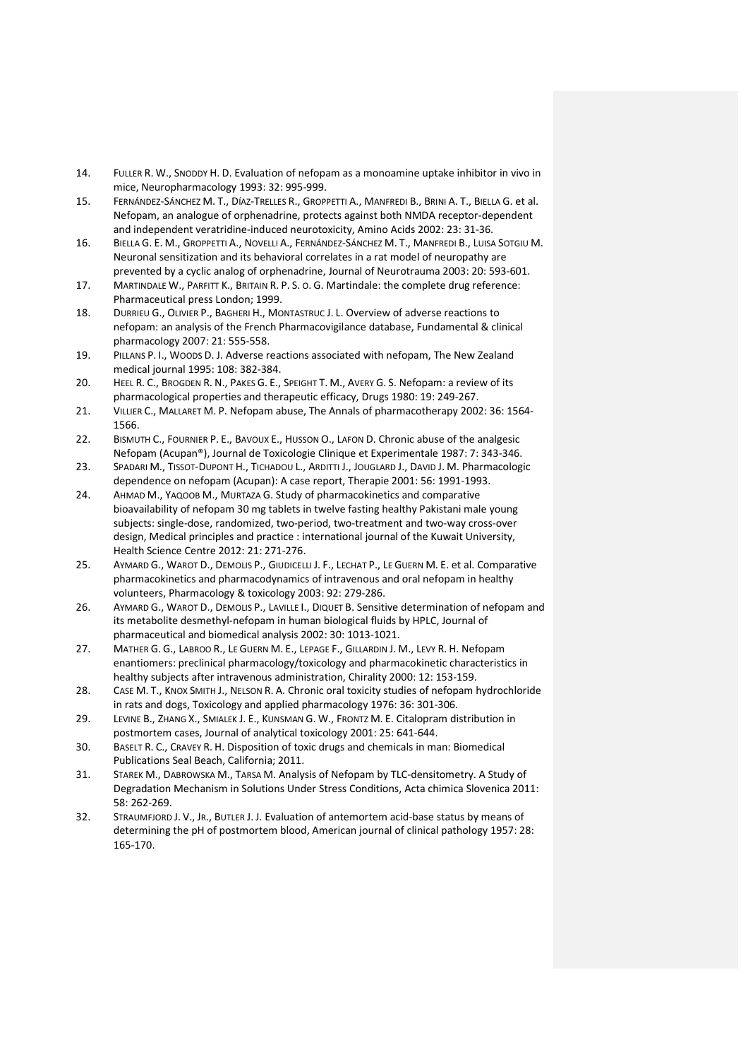14. FULLER R. W., SNODDY H. D. Evaluation of nefopam as a monoamine uptake inhibitor in vivo in mice, Neuropharmacology 1993: 32: 995-999.
15. FERNÁNDEZ-SÁNCHEZ M. T., DÍAZ-TRELLES R., GROPPETTI A., MANFREDI B., BRINI A. T., BIELLA G. et al. Nefopam, an analogue of orphenadrine, protects against both NMDA receptor-dependent and independent veratridine-induced neurotoxicity, Amino Acids 2002: 23: 31-36.
16. BIELLA G. E. M., GROPPETTI A., NOVELLI A., FERNÁNDEZ-SÁNCHEZ M. T., MANFREDI B., LUISA SOTGIU M. Neuronal sensitization and its behavioral correlates in a rat model of neuropathy are prevented by a cyclic analog of orphenadrine, Journal of Neurotrauma 2003: 20: 593-601.
17. MARTINDALE W., PARFITT K., BRITAIN R. P. S. O. G. Martindale: the complete drug reference: Pharmaceutical press London; 1999.
18. DURRIEU G., OLIVIER P., BAGHERI H., MONTASTRUC J. L. Overview of adverse reactions to nefopam: an analysis of the French Pharmacovigilance database, Fundamental & clinical pharmacology 2007: 21: 555-558.
19. PILLANS P. I., WOODS D. J. Adverse reactions associated with nefopam, The New Zealand medical journal 1995: 108: 382-384.
20. HEEL R. C., BROGDEN R. N., PAKES G. E., SPEIGHT T. M., AVERY G. S. Nefopam: a review of its pharmacological properties and therapeutic efficacy, Drugs 1980: 19: 249-267.
21. VILLIER C., MALLARET M. P. Nefopam abuse, The Annals of pharmacotherapy 2002: 36: 1564-1566.
22. BISMUTH C., FOURNIER P. E., BAVOUX E., HUSSON O., LAFON D. Chronic abuse of the analgesic Nefopam (Acupan®), Journal de Toxicologie Clinique et Experimentale 1987: 7: 343-346.
23. SPADARI M., TISSOT-DUPONT H., TICHADOU L., ARDITTI J., JOUGLARD J., DAVID J. M. Pharmacologic dependence on nefopam (Acupan): A case report, Therapie 2001: 56: 1991-1993.
24. AHMAD M., YAQOOB M., MURTAZA G. Study of pharmacokinetics and comparative bioavailability of nefopam 30 mg tablets in twelve fasting healthy Pakistani male young subjects: single-dose, randomized, two-period, two-treatment and two-way cross-over design, Medical principles and practice : international journal of the Kuwait University, Health Science Centre 2012: 21: 271-276.
25. AYMARD G., WAROT D., DEMOLIS P., GIUDICELLI J. F., LECHAT P., LE GUERN M. E. et al. Comparative pharmacokinetics and pharmacodynamics of intravenous and oral nefopam in healthy volunteers, Pharmacology & toxicology 2003: 92: 279-286.
26. AYMARD G., WAROT D., DEMOLIS P., LAVILLE I., DIQUET B. Sensitive determination of nefopam and its metabolite desmethyl-nefopam in human biological fluids by HPLC, Journal of pharmaceutical and biomedical analysis 2002: 30: 1013-1021.
27. MATHER G. G., LABROO R., LE GUERN M. E., LEPAGE F., GILLARDIN J. M., LEVY R. H. Nefopam enantiomers: preclinical pharmacology/toxicology and pharmacokinetic characteristics in healthy subjects after intravenous administration, Chirality 2000: 12: 153-159.
28. CASE M. T., KNOX SMITH J., NELSON R. A. Chronic oral toxicity studies of nefopam hydrochloride in rats and dogs, Toxicology and applied pharmacology 1976: 36: 301-306.
29. LEVINE B., ZHANG X., SMIALEK J. E., KUNSMAN G. W., FRONTZ M. E. Citalopram distribution in postmortem cases, Journal of analytical toxicology 2001: 25: 641-644.
30. BASELT R. C., CRAVEY R. H. Disposition of toxic drugs and chemicals in man: Biomedical Publications Seal Beach, California; 2011.
31. STAREK M., DABROWSKA M., TARSA M. Analysis of Nefopam by TLC-densitometry. A Study of Degradation Mechanism in Solutions Under Stress Conditions, Acta chimica Slovenica 2011: 58: 262-269.
32. STRAUMFJORD J. V., JR., BUTLER J. J. Evaluation of antemortem acid-base status by means of determining the pH of postmortem blood, American journal of clinical pathology 1957: 28: 165-170.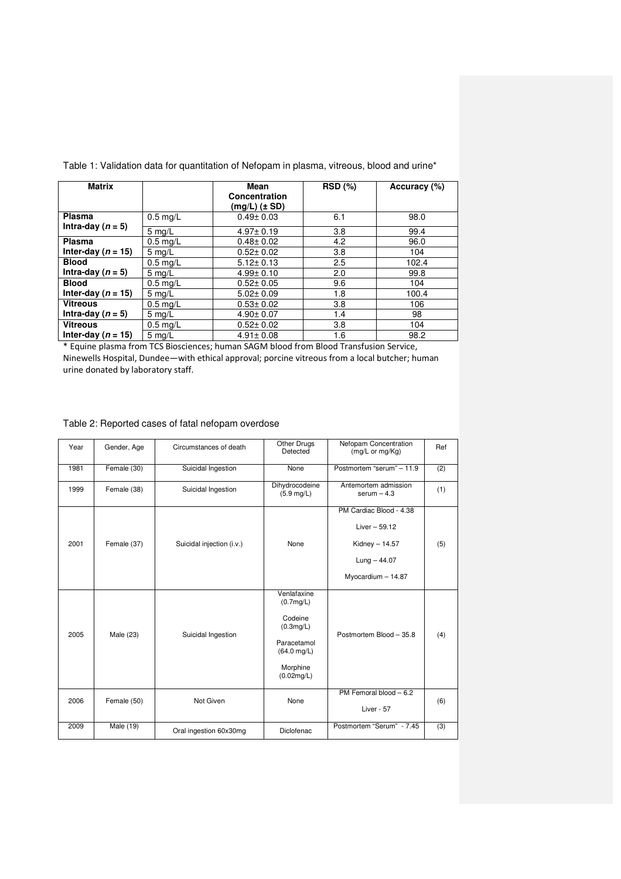Table 1: Validation data for quantitation of Nefopam in plasma, vitreous, blood and urine*

| Matrix | | Mean Concentration (mg/L) (± SD) | RSD (%) | Accuracy (%) |
|---|---|---|---|---|
| **Plasma Intra-day (*n* = 5)** | 0.5 mg/L | 0.49± 0.03 | 6.1 | 98.0 |
| | 5 mg/L | 4.97± 0.19 | 3.8 | 99.4 |
| **Plasma Inter-day (*n* = 15)** | 0.5 mg/L | 0.48± 0.02 | 4.2 | 96.0 |
| | 5 mg/L | 0.52± 0.02 | 3.8 | 104 |
| **Blood Intra-day (*n* = 5)** | 0.5 mg/L | 5.12± 0.13 | 2.5 | 102.4 |
| | 5 mg/L | 4.99± 0.10 | 2.0 | 99.8 |
| **Blood Inter-day (*n* = 15)** | 0.5 mg/L | 0.52± 0.05 | 9.6 | 104 |
| | 5 mg/L | 5.02± 0.09 | 1.8 | 100.4 |
| **Vitreous Intra-day (*n* = 5)** | 0.5 mg/L | 0.53± 0.02 | 3.8 | 106 |
| | 5 mg/L | 4.90± 0.07 | 1.4 | 98 |
| **Vitreous Inter-day (*n* = 15)** | 0.5 mg/L | 0.52± 0.02 | 3.8 | 104 |
| | 5 mg/L | 4.91± 0.08 | 1.6 | 98.2 |

* Equine plasma from TCS Biosciences; human SAGM blood from Blood Transfusion Service, Ninewells Hospital, Dundee—with ethical approval; porcine vitreous from a local butcher; human urine donated by laboratory staff.

Table 2: Reported cases of fatal nefopam overdose

| Year | Gender, Age | Circumstances of death | Other Drugs Detected | Nefopam Concentration (mg/L or mg/Kg) | Ref |
|---|---|---|---|---|---|
| 1981 | Female (30) | Suicidal Ingestion | None | Postmortem "serum" – 11.9 | (2) |
| 1999 | Female (38) | Suicidal Ingestion | Dihydrocodeine (5.9 mg/L) | Antemortem admission serum – 4.3 | (1) |
| 2001 | Female (37) | Suicidal injection (i.v.) | None | PM Cardiac Blood - 4.38<br>Liver – 59.12<br>Kidney – 14.57<br>Lung – 44.07<br>Myocardium – 14.87 | (5) |
| 2005 | Male (23) | Suicidal Ingestion | Venlafaxine (0.7mg/L)<br>Codeine (0.3mg/L)<br>Paracetamol (64.0 mg/L)<br>Morphine (0.02mg/L) | Postmortem Blood – 35.8 | (4) |
| 2006 | Female (50) | Not Given | None | PM Femoral blood – 6.2<br>Liver - 57 | (6) |
| 2009 | Male (19) | Oral ingestion 60x30mg | Diclofenac | Postmortem "Serum" - 7.45 | (3) |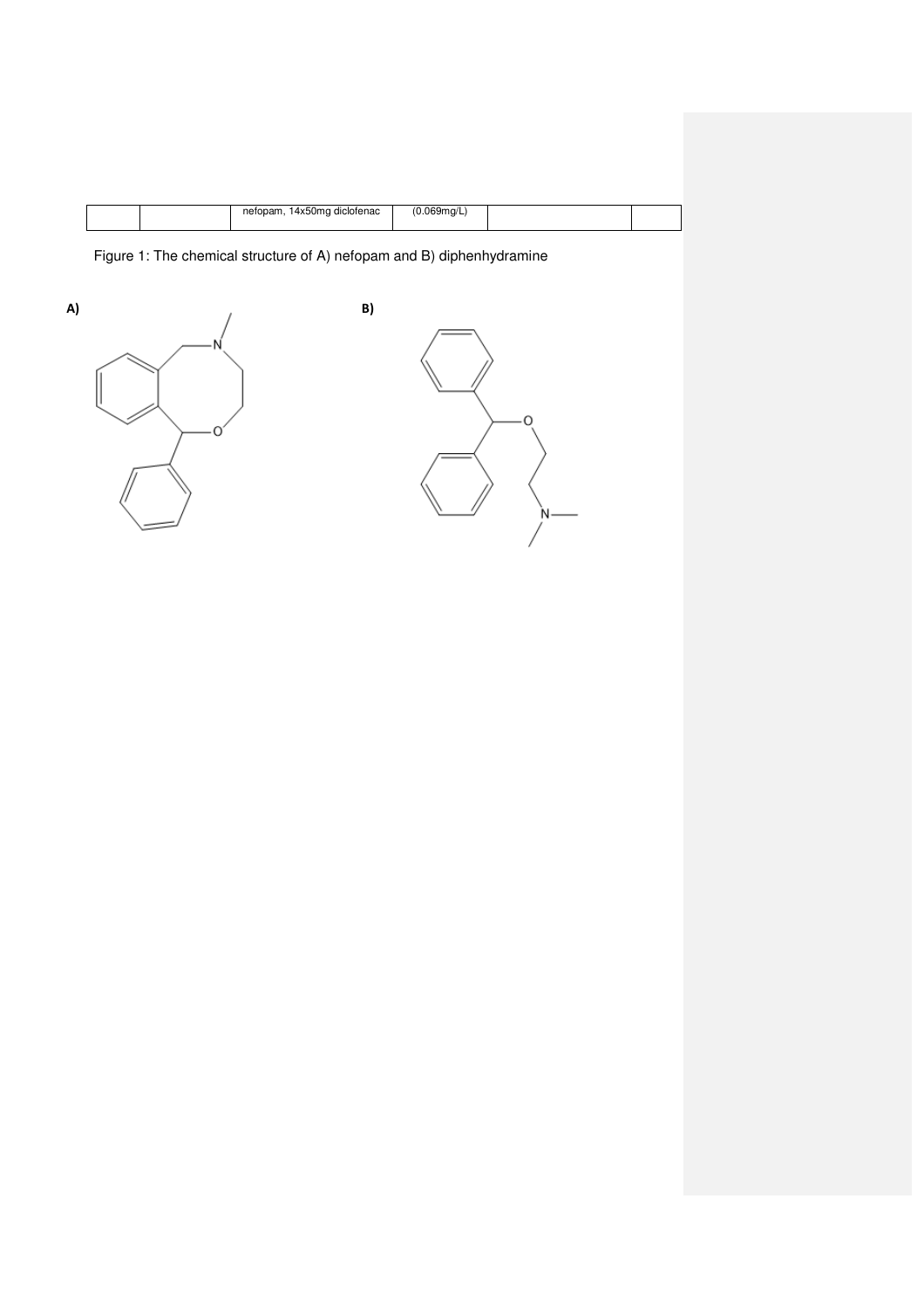|  |  | nefopam, 14x50mg diclofenac | (0.069mg/L) |  |  |
|---|---|---|---|---|---|

Figure 1: The chemical structure of A) nefopam and B) diphenhydramine

**A)**

**B)**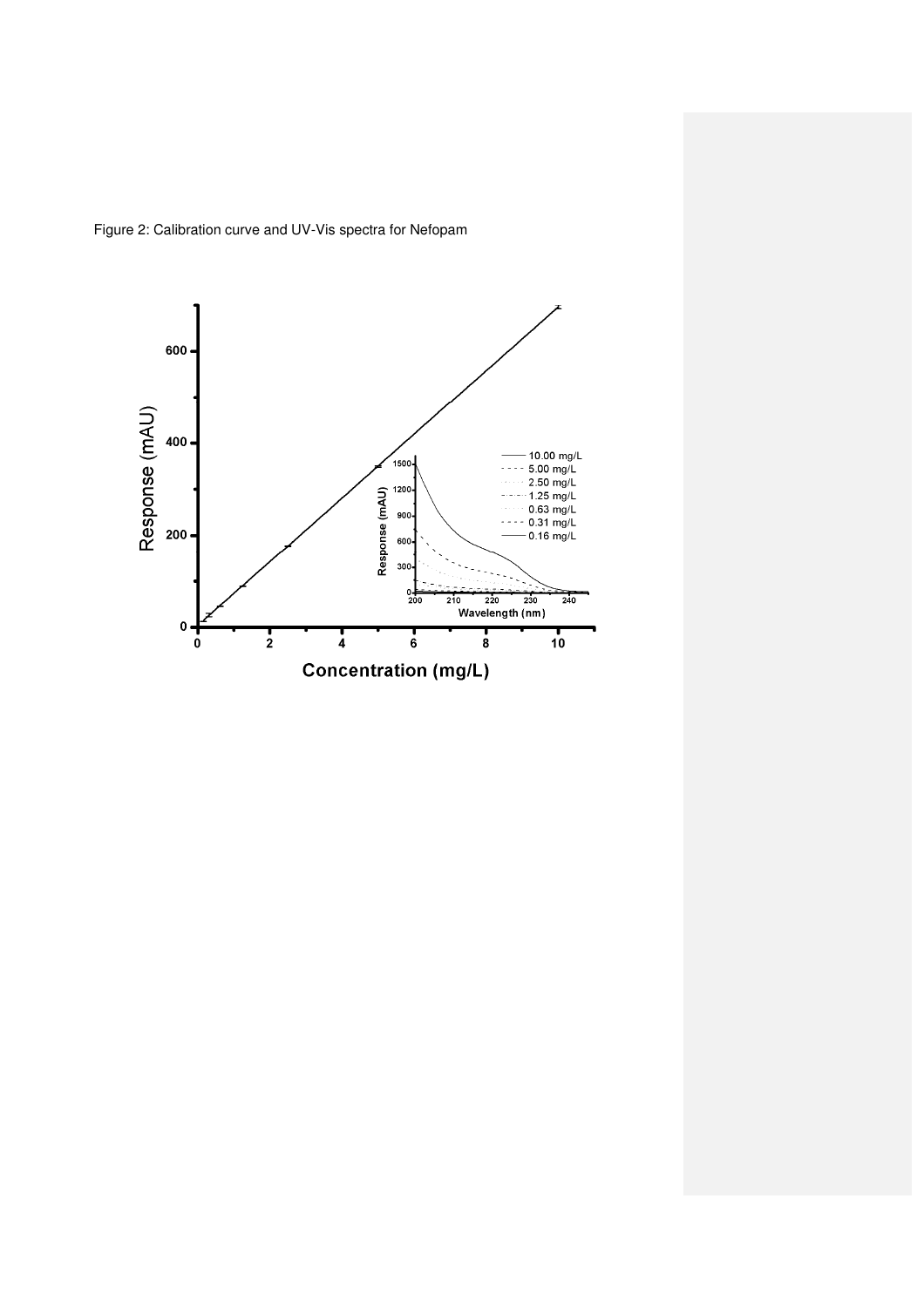Figure 2: Calibration curve and UV-Vis spectra for Nefopam

Response (mAU)

0
200
400
600

0
2
4
6
8
10

Concentration (mg/L)

Response (mAU)

0
300
600
900
1200
1500

200
210
220
230
240

Wavelength (nm)

10.00 mg/L
5.00 mg/L
2.50 mg/L
1.25 mg/L
0.63 mg/L
0.31 mg/L
0.16 mg/L